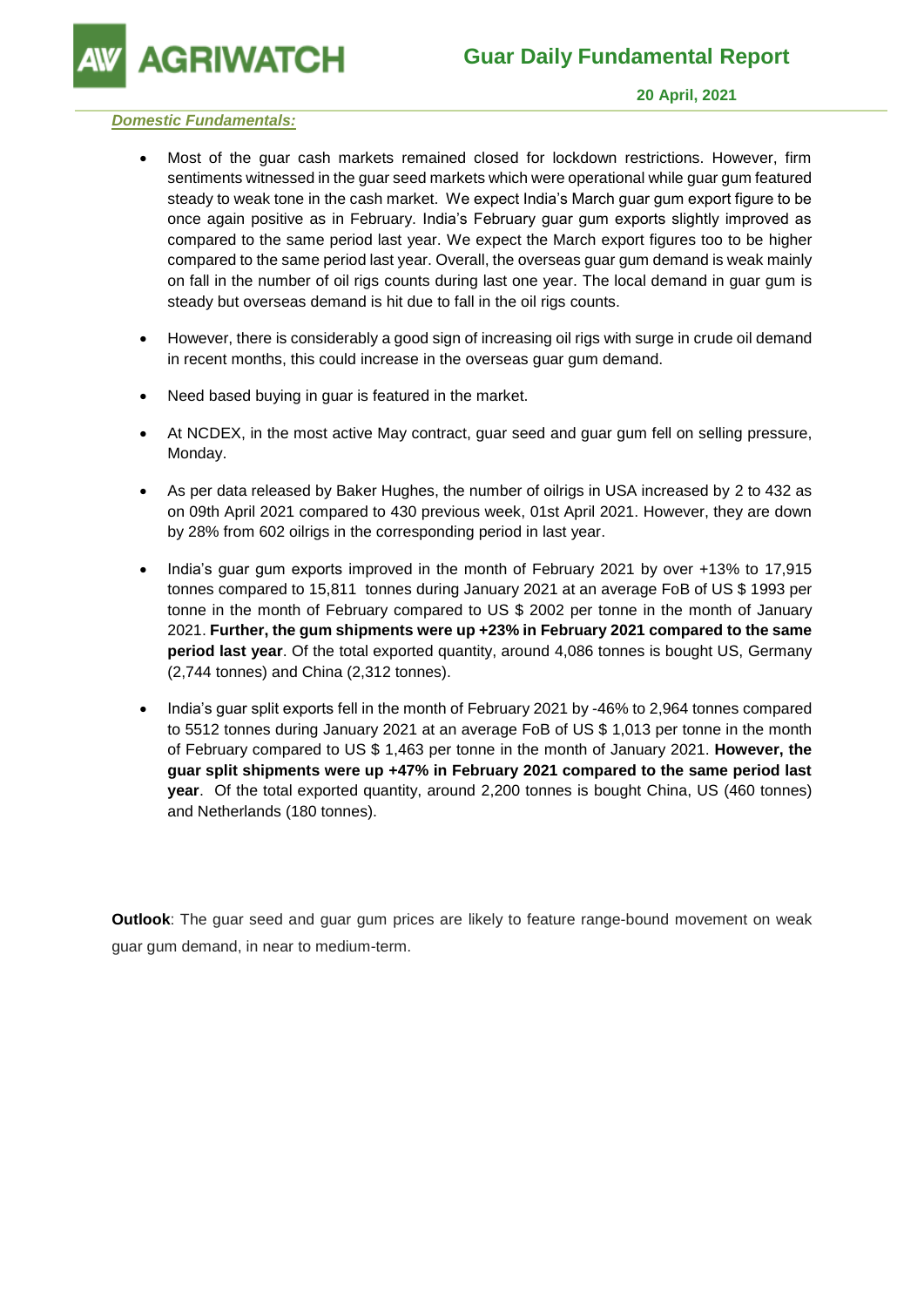# Guar Daily Fundamental Report

**20 April, 2021**

***Domestic Fundamentals:***

- Most of the guar cash markets remained closed for lockdown restrictions. However, firm sentiments witnessed in the guar seed markets which were operational while guar gum featured steady to weak tone in the cash market. We expect India's March guar gum export figure to be once again positive as in February. India's February guar gum exports slightly improved as compared to the same period last year. We expect the March export figures too to be higher compared to the same period last year. Overall, the overseas guar gum demand is weak mainly on fall in the number of oil rigs counts during last one year. The local demand in guar gum is steady but overseas demand is hit due to fall in the oil rigs counts.

- However, there is considerably a good sign of increasing oil rigs with surge in crude oil demand in recent months, this could increase in the overseas guar gum demand.

- Need based buying in guar is featured in the market.

- At NCDEX, in the most active May contract, guar seed and guar gum fell on selling pressure, Monday.

- As per data released by Baker Hughes, the number of oilrigs in USA increased by 2 to 432 as on 09th April 2021 compared to 430 previous week, 01st April 2021. However, they are down by 28% from 602 oilrigs in the corresponding period in last year.

- India's guar gum exports improved in the month of February 2021 by over +13% to 17,915 tonnes compared to 15,811 tonnes during January 2021 at an average FoB of US $ 1993 per tonne in the month of February compared to US $ 2002 per tonne in the month of January 2021. **Further, the gum shipments were up +23% in February 2021 compared to the same period last year**. Of the total exported quantity, around 4,086 tonnes is bought US, Germany (2,744 tonnes) and China (2,312 tonnes).

- India's guar split exports fell in the month of February 2021 by -46% to 2,964 tonnes compared to 5512 tonnes during January 2021 at an average FoB of US $ 1,013 per tonne in the month of February compared to US $ 1,463 per tonne in the month of January 2021. **However, the guar split shipments were up +47% in February 2021 compared to the same period last year**. Of the total exported quantity, around 2,200 tonnes is bought China, US (460 tonnes) and Netherlands (180 tonnes).

**Outlook**: The guar seed and guar gum prices are likely to feature range-bound movement on weak guar gum demand, in near to medium-term.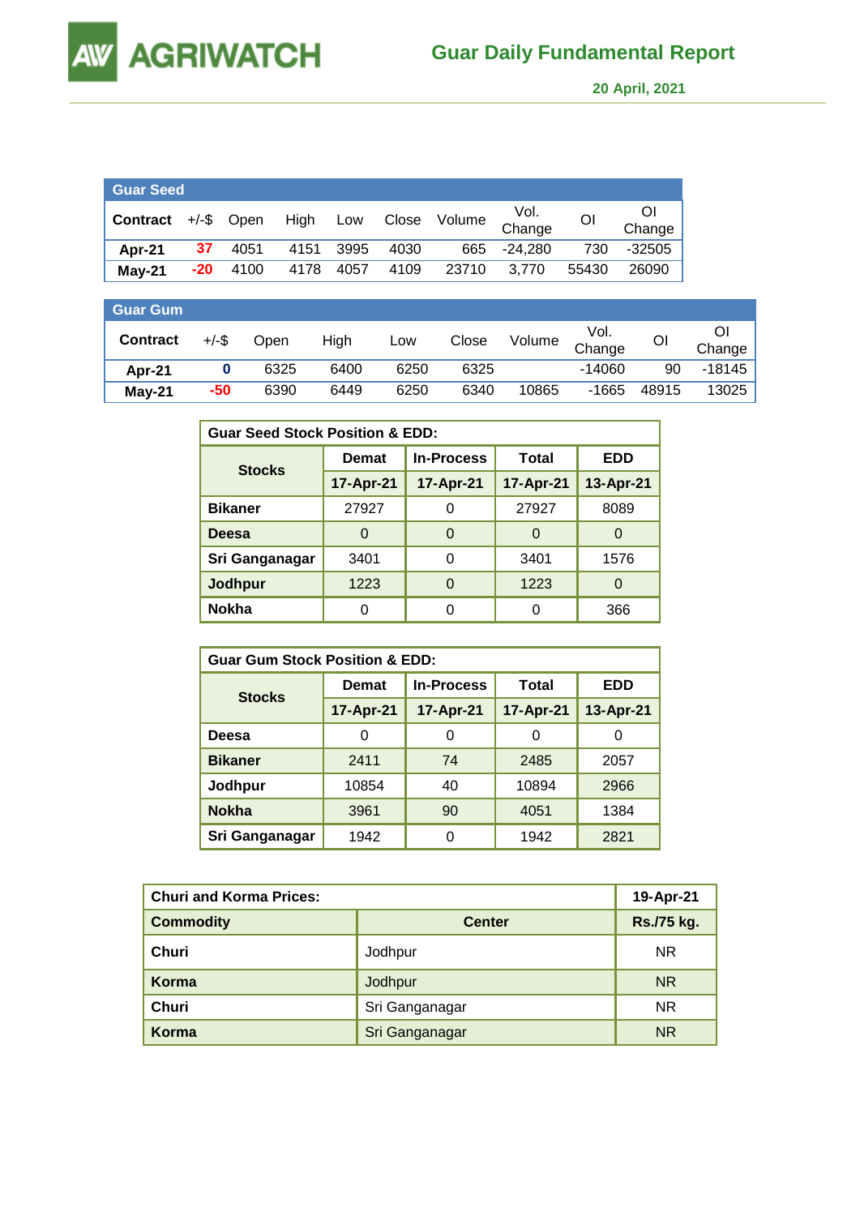## Guar Seed

| Contract | +/-$ | Open | High | Low | Close | Volume | Vol. Change | OI | OI Change |
|---|---|---|---|---|---|---|---|---|---|
| Apr-21 | 37 | 4051 | 4151 | 3995 | 4030 | 665 | -24,280 | 730 | -32505 |
| May-21 | -20 | 4100 | 4178 | 4057 | 4109 | 23710 | 3,770 | 55430 | 26090 |

## Guar Gum

| Contract | +/-$ | Open | High | Low | Close | Volume | Vol. Change | OI | OI Change |
|---|---|---|---|---|---|---|---|---|---|
| Apr-21 | 0 | 6325 | 6400 | 6250 | 6325 | | -14060 | 90 | -18145 |
| May-21 | -50 | 6390 | 6449 | 6250 | 6340 | 10865 | -1665 | 48915 | 13025 |

## Guar Seed Stock Position & EDD:

| Stocks | Demat | In-Process | Total | EDD |
|---|---|---|---|---|
| | 17-Apr-21 | 17-Apr-21 | 17-Apr-21 | 13-Apr-21 |
| Bikaner | 27927 | 0 | 27927 | 8089 |
| Deesa | 0 | 0 | 0 | 0 |
| Sri Ganganagar | 3401 | 0 | 3401 | 1576 |
| Jodhpur | 1223 | 0 | 1223 | 0 |
| Nokha | 0 | 0 | 0 | 366 |

## Guar Gum Stock Position & EDD:

| Stocks | Demat | In-Process | Total | EDD |
|---|---|---|---|---|
| | 17-Apr-21 | 17-Apr-21 | 17-Apr-21 | 13-Apr-21 |
| Deesa | 0 | 0 | 0 | 0 |
| Bikaner | 2411 | 74 | 2485 | 2057 |
| Jodhpur | 10854 | 40 | 10894 | 2966 |
| Nokha | 3961 | 90 | 4051 | 1384 |
| Sri Ganganagar | 1942 | 0 | 1942 | 2821 |

## Churi and Korma Prices:

| Commodity | Center | 19-Apr-21 Rs./75 kg. |
|---|---|---|
| Churi | Jodhpur | NR |
| Korma | Jodhpur | NR |
| Churi | Sri Ganganagar | NR |
| Korma | Sri Ganganagar | NR |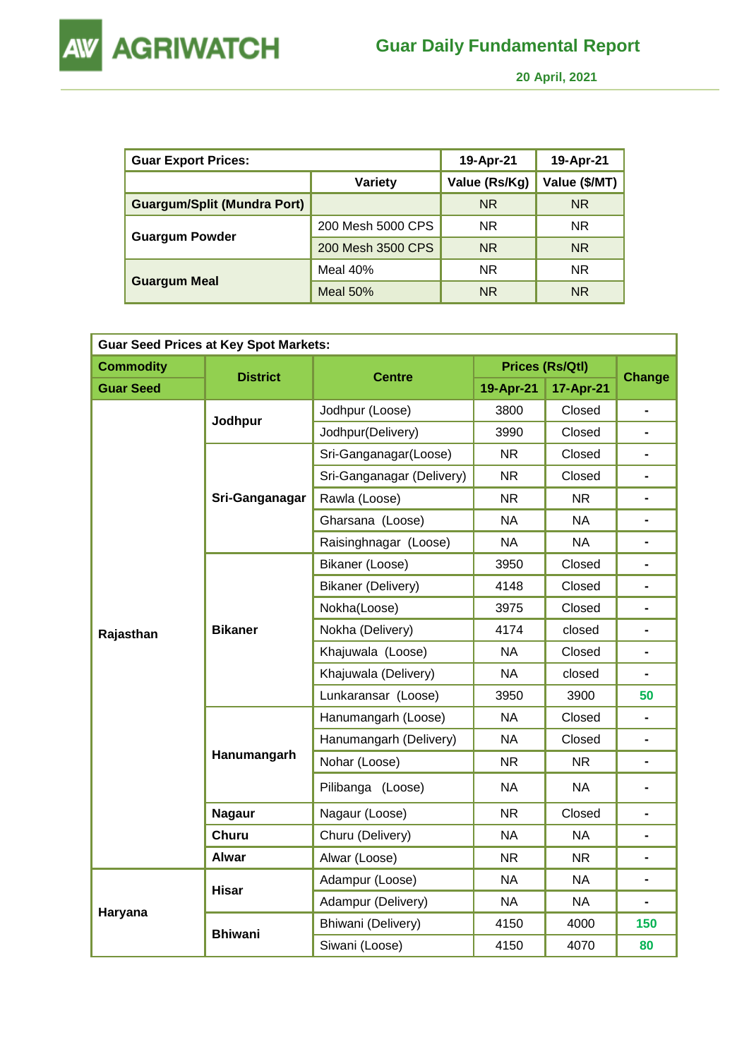| Guar Export Prices: | | 19-Apr-21 | 19-Apr-21 |
|---|---|---|---|
| | Variety | Value (Rs/Kg) | Value ($/MT) |
| Guargum/Split (Mundra Port) | | NR | NR |
| Guargum Powder | 200 Mesh 5000 CPS | NR | NR |
| | 200 Mesh 3500 CPS | NR | NR |
| Guargum Meal | Meal 40% | NR | NR |
| | Meal 50% | NR | NR |

| Guar Seed Prices at Key Spot Markets: | | | | | |
|---|---|---|---|---|---|
| Commodity | District | Centre | Prices (Rs/Qtl) | | Change |
| Guar Seed | | | 19-Apr-21 | 17-Apr-21 | |
| Rajasthan | Jodhpur | Jodhpur (Loose) | 3800 | Closed | - |
| | | Jodhpur(Delivery) | 3990 | Closed | - |
| | Sri-Ganganagar | Sri-Ganganagar(Loose) | NR | Closed | - |
| | | Sri-Ganganagar (Delivery) | NR | Closed | - |
| | | Rawla (Loose) | NR | NR | - |
| | | Gharsana (Loose) | NA | NA | - |
| | | Raisinghnagar (Loose) | NA | NA | - |
| | Bikaner | Bikaner (Loose) | 3950 | Closed | - |
| | | Bikaner (Delivery) | 4148 | Closed | - |
| | | Nokha(Loose) | 3975 | Closed | - |
| | | Nokha (Delivery) | 4174 | closed | - |
| | | Khajuwala (Loose) | NA | Closed | - |
| | | Khajuwala (Delivery) | NA | closed | - |
| | | Lunkaransar (Loose) | 3950 | 3900 | 50 |
| | Hanumangarh | Hanumangarh (Loose) | NA | Closed | - |
| | | Hanumangarh (Delivery) | NA | Closed | - |
| | | Nohar (Loose) | NR | NR | - |
| | | Pilibanga (Loose) | NA | NA | - |
| | Nagaur | Nagaur (Loose) | NR | Closed | - |
| | Churu | Churu (Delivery) | NA | NA | - |
| | Alwar | Alwar (Loose) | NR | NR | - |
| Haryana | Hisar | Adampur (Loose) | NA | NA | - |
| | | Adampur (Delivery) | NA | NA | - |
| | Bhiwani | Bhiwani (Delivery) | 4150 | 4000 | 150 |
| | | Siwani (Loose) | 4150 | 4070 | 80 |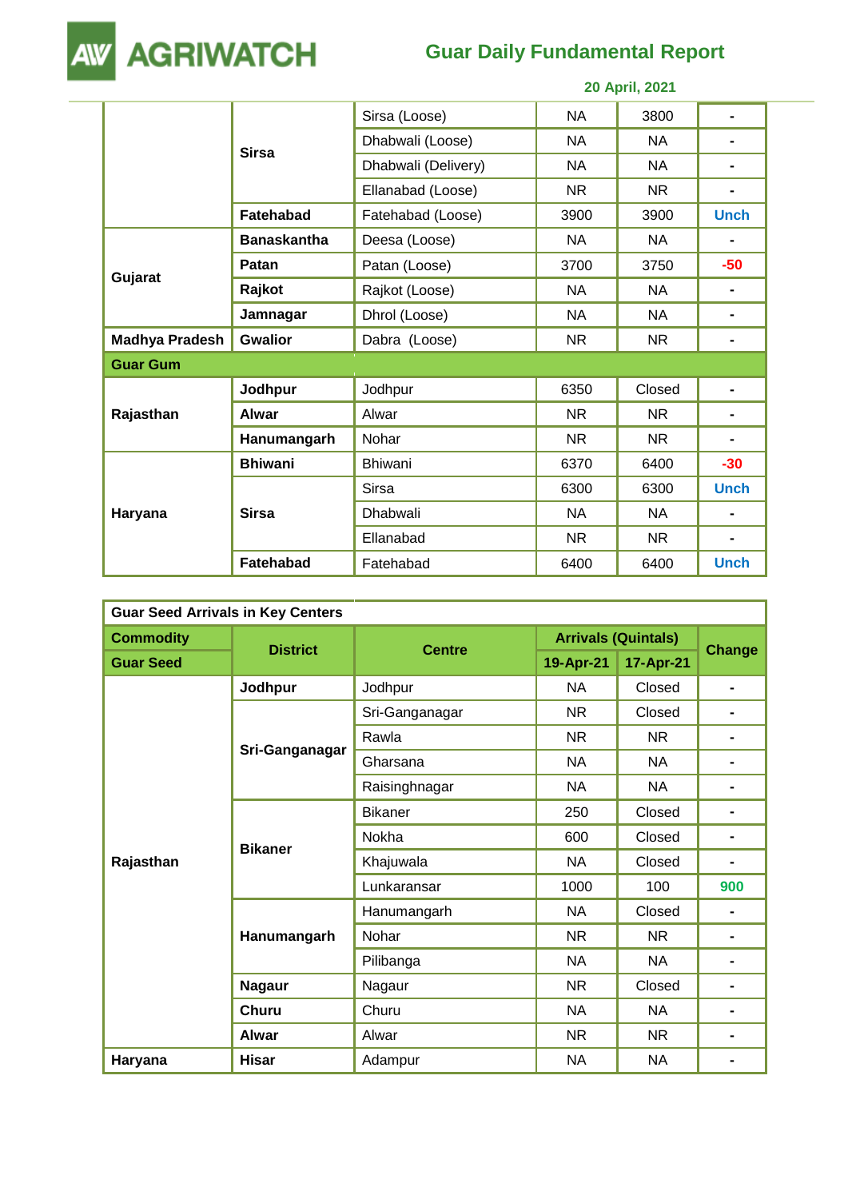| | | | | | |
|---|---|---|---|---|---|
| | Sirsa | Sirsa (Loose) | NA | 3800 | - |
| | | Dhabwali (Loose) | NA | NA | - |
| | | Dhabwali (Delivery) | NA | NA | - |
| | | Ellanabad (Loose) | NR | NR | - |
| | Fatehabad | Fatehabad (Loose) | 3900 | 3900 | Unch |
| Gujarat | Banaskantha | Deesa (Loose) | NA | NA | - |
| | Patan | Patan (Loose) | 3700 | 3750 | -50 |
| | Rajkot | Rajkot (Loose) | NA | NA | - |
| | Jamnagar | Dhrol (Loose) | NA | NA | - |
| Madhya Pradesh | Gwalior | Dabra (Loose) | NR | NR | - |
| **Guar Gum** | | | | | |
| Rajasthan | Jodhpur | Jodhpur | 6350 | Closed | - |
| | Alwar | Alwar | NR | NR | - |
| | Hanumangarh | Nohar | NR | NR | - |
| Haryana | Bhiwani | Bhiwani | 6370 | 6400 | -30 |
| | Sirsa | Sirsa | 6300 | 6300 | Unch |
| | | Dhabwali | NA | NA | - |
| | | Ellanabad | NR | NR | - |
| | Fatehabad | Fatehabad | 6400 | 6400 | Unch |

| Guar Seed Arrivals in Key Centers | | | | | |
|---|---|---|---|---|---|
| **Commodity** | **District** | **Centre** | **Arrivals (Quintals)** | | **Change** |
| **Guar Seed** | | | **19-Apr-21** | **17-Apr-21** | |
| Rajasthan | Jodhpur | Jodhpur | NA | Closed | - |
| | Sri-Ganganagar | Sri-Ganganagar | NR | Closed | - |
| | | Rawla | NR | NR | - |
| | | Gharsana | NA | NA | - |
| | | Raisinghnagar | NA | NA | - |
| | Bikaner | Bikaner | 250 | Closed | - |
| | | Nokha | 600 | Closed | - |
| | | Khajuwala | NA | Closed | - |
| | | Lunkaransar | 1000 | 100 | 900 |
| | Hanumangarh | Hanumangarh | NA | Closed | - |
| | | Nohar | NR | NR | - |
| | | Pilibanga | NA | NA | - |
| | Nagaur | Nagaur | NR | Closed | - |
| | Churu | Churu | NA | NA | - |
| | Alwar | Alwar | NR | NR | - |
| Haryana | Hisar | Adampur | NA | NA | - |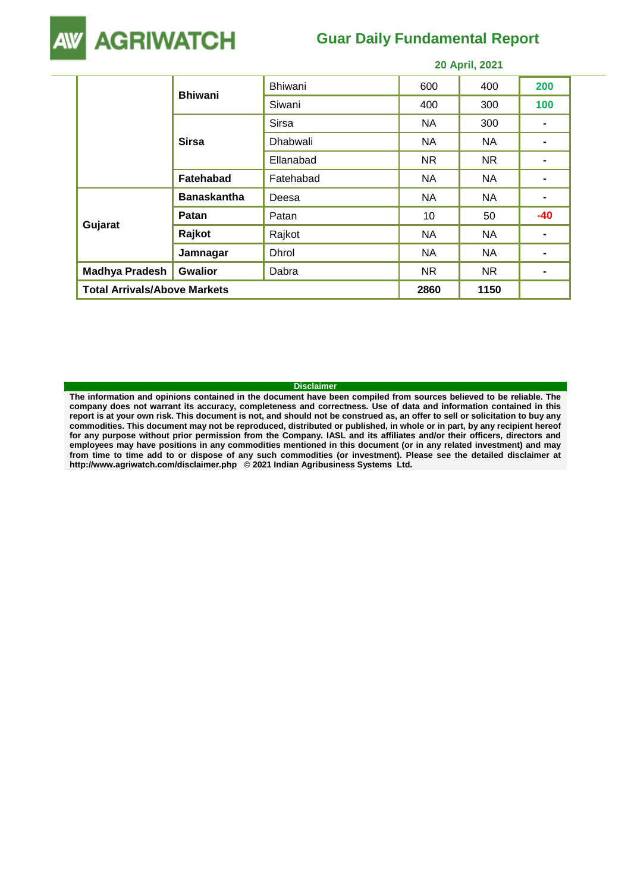| | | | | | |
|---|---|---|---|---|---|
| | **Bhiwani** | Bhiwani | 600 | 400 | 200 |
| | | Siwani | 400 | 300 | 100 |
| | **Sirsa** | Sirsa | NA | 300 | - |
| | | Dhabwali | NA | NA | - |
| | | Ellanabad | NR | NR | - |
| | **Fatehabad** | Fatehabad | NA | NA | - |
| **Gujarat** | **Banaskantha** | Deesa | NA | NA | - |
| | **Patan** | Patan | 10 | 50 | -40 |
| | **Rajkot** | Rajkot | NA | NA | - |
| | **Jamnagar** | Dhrol | NA | NA | - |
| **Madhya Pradesh** | **Gwalior** | Dabra | NR | NR | - |
| **Total Arrivals/Above Markets** | | | **2860** | **1150** | |

**Disclaimer**

**The information and opinions contained in the document have been compiled from sources believed to be reliable. The company does not warrant its accuracy, completeness and correctness. Use of data and information contained in this report is at your own risk. This document is not, and should not be construed as, an offer to sell or solicitation to buy any commodities. This document may not be reproduced, distributed or published, in whole or in part, by any recipient hereof for any purpose without prior permission from the Company. IASL and its affiliates and/or their officers, directors and employees may have positions in any commodities mentioned in this document (or in any related investment) and may from time to time add to or dispose of any such commodities (or investment). Please see the detailed disclaimer at http://www.agriwatch.com/disclaimer.php © 2021 Indian Agribusiness Systems Ltd.**